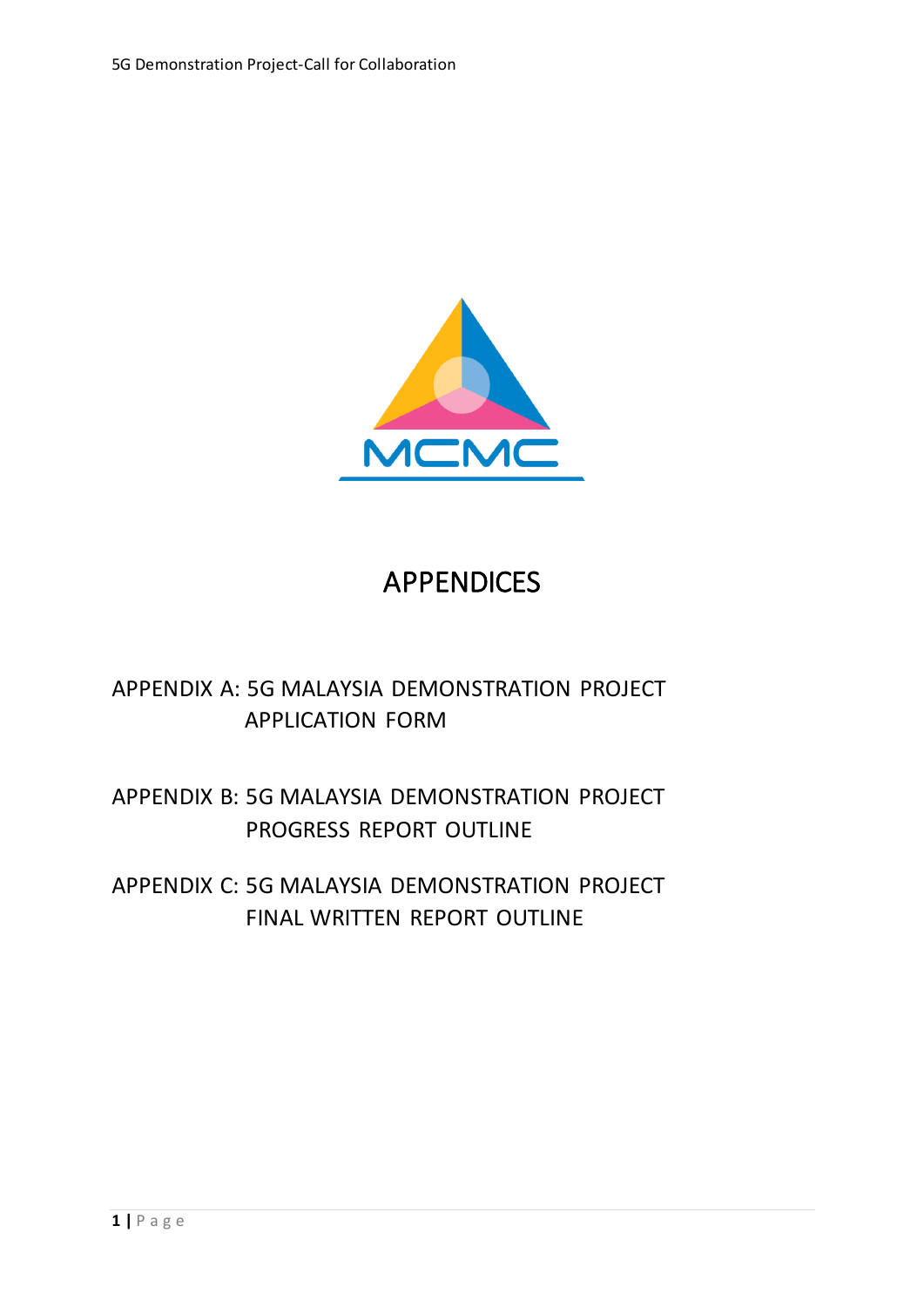# APPENDICES

APPENDIX A: 5G MALAYSIA DEMONSTRATION PROJECT APPLICATION FORM

APPENDIX B: 5G MALAYSIA DEMONSTRATION PROJECT PROGRESS REPORT OUTLINE

APPENDIX C: 5G MALAYSIA DEMONSTRATION PROJECT FINAL WRITTEN REPORT OUTLINE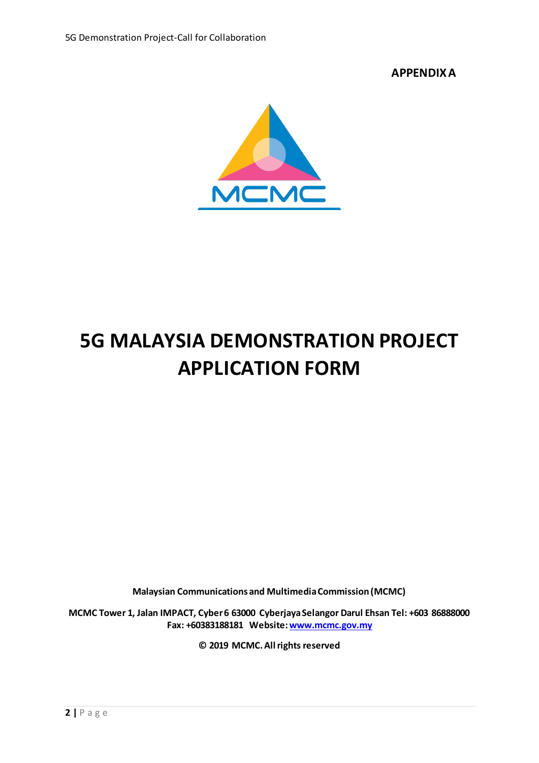**APPENDIX A**

MCMC

# 5G MALAYSIA DEMONSTRATION PROJECT APPLICATION FORM

**Malaysian Communications and Multimedia Commission (MCMC)**

**MCMC Tower 1, Jalan IMPACT, Cyber 6 63000 Cyberjaya Selangor Darul Ehsan Tel: +603 86888000 Fax: +60383188181 Website: www.mcmc.gov.my**

**© 2019 MCMC. All rights reserved**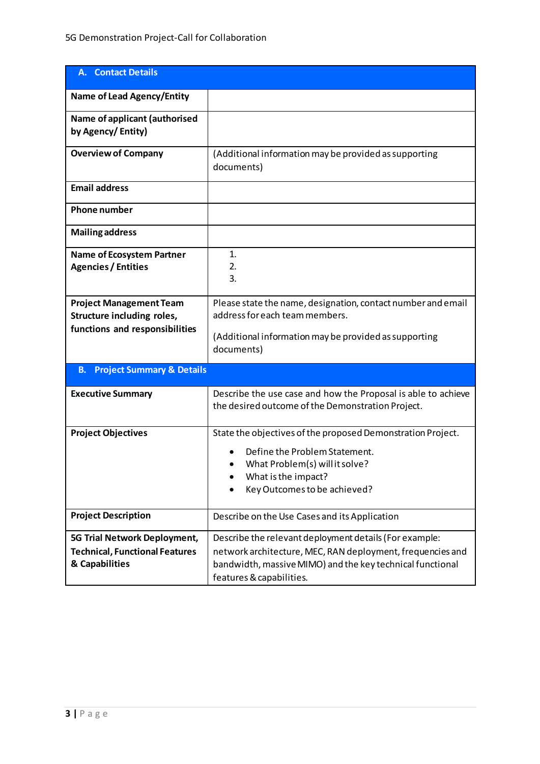| **A. Contact Details** | |
|---|---|
| **Name of Lead Agency/Entity** | |
| **Name of applicant (authorised by Agency/ Entity)** | |
| **Overview of Company** | (Additional information may be provided as supporting documents) |
| **Email address** | |
| **Phone number** | |
| **Mailing address** | |
| **Name of Ecosystem Partner Agencies / Entities** | 1.<br>2.<br>3. |
| **Project Management Team Structure including roles, functions and responsibilities** | Please state the name, designation, contact number and email address for each team members.<br><br>(Additional information may be provided as supporting documents) |
| **B. Project Summary & Details** | |
| **Executive Summary** | Describe the use case and how the Proposal is able to achieve the desired outcome of the Demonstration Project. |
| **Project Objectives** | State the objectives of the proposed Demonstration Project.<br>• Define the Problem Statement.<br>• What Problem(s) will it solve?<br>• What is the impact?<br>• Key Outcomes to be achieved? |
| **Project Description** | Describe on the Use Cases and its Application |
| **5G Trial Network Deployment, Technical, Functional Features & Capabilities** | Describe the relevant deployment details (For example: network architecture, MEC, RAN deployment, frequencies and bandwidth, massive MIMO) and the key technical functional features & capabilities. |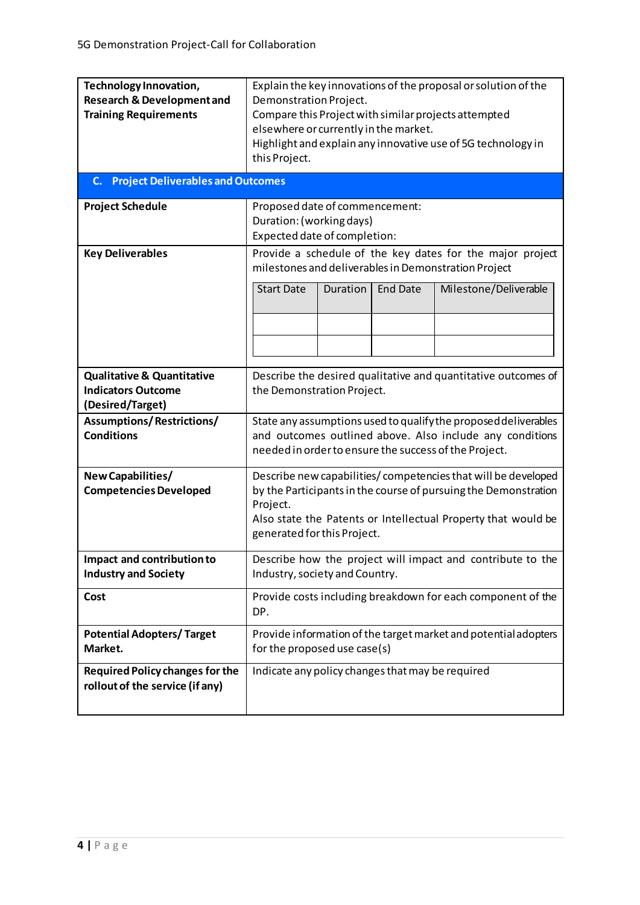| | |
|---|---|
| **Technology Innovation, Research & Development and Training Requirements** | Explain the key innovations of the proposal or solution of the Demonstration Project.<br>Compare this Project with similar projects attempted elsewhere or currently in the market.<br>Highlight and explain any innovative use of 5G technology in this Project. |
| **C. Project Deliverables and Outcomes** | |
| **Project Schedule** | Proposed date of commencement:<br>Duration: (working days)<br>Expected date of completion: |
| **Key Deliverables** | Provide a schedule of the key dates for the major project milestones and deliverables in Demonstration Project |
| **Qualitative & Quantitative Indicators Outcome (Desired/Target)** | Describe the desired qualitative and quantitative outcomes of the Demonstration Project. |
| **Assumptions/ Restrictions/ Conditions** | State any assumptions used to qualify the proposed deliverables and outcomes outlined above. Also include any conditions needed in order to ensure the success of the Project. |
| **New Capabilities/ Competencies Developed** | Describe new capabilities/ competencies that will be developed by the Participants in the course of pursuing the Demonstration Project.<br>Also state the Patents or Intellectual Property that would be generated for this Project. |
| **Impact and contribution to Industry and Society** | Describe how the project will impact and contribute to the Industry, society and Country. |
| **Cost** | Provide costs including breakdown for each component of the DP. |
| **Potential Adopters/ Target Market.** | Provide information of the target market and potential adopters for the proposed use case(s) |
| **Required Policy changes for the rollout of the service (if any)** | Indicate any policy changes that may be required |

Key Deliverables schedule:

| Start Date | Duration | End Date | Milestone/Deliverable |
|---|---|---|---|
| | | | |
| | | | |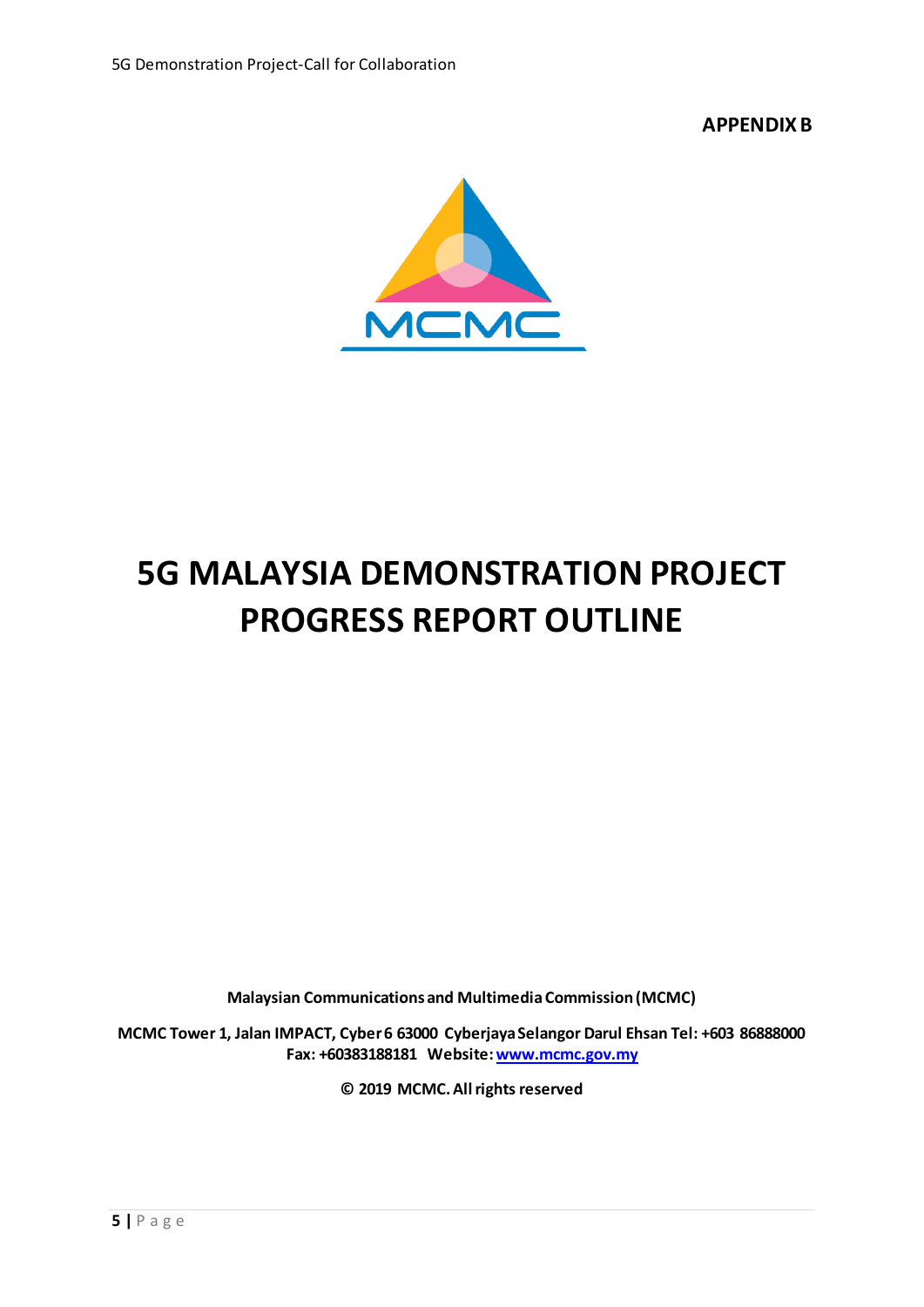**APPENDIX B**

# 5G MALAYSIA DEMONSTRATION PROJECT PROGRESS REPORT OUTLINE

**Malaysian Communications and Multimedia Commission (MCMC)**

**MCMC Tower 1, Jalan IMPACT, Cyber 6 63000 Cyberjaya Selangor Darul Ehsan Tel: +603 86888000 Fax: +60383188181 Website: www.mcmc.gov.my**

**© 2019 MCMC. All rights reserved**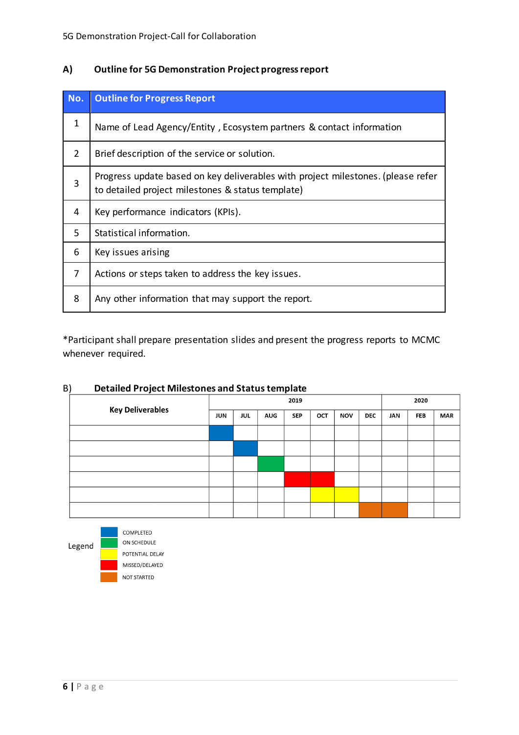### A) Outline for 5G Demonstration Project progress report

| No. | Outline for Progress Report |
|---|---|
| 1 | Name of Lead Agency/Entity , Ecosystem partners & contact information |
| 2 | Brief description of the service or solution. |
| 3 | Progress update based on key deliverables with project milestones. (please refer to detailed project milestones & status template) |
| 4 | Key performance indicators (KPIs). |
| 5 | Statistical information. |
| 6 | Key issues arising |
| 7 | Actions or steps taken to address the key issues. |
| 8 | Any other information that may support the report. |

*Participant shall prepare presentation slides and present the progress reports to MCMC whenever required.

### B) Detailed Project Milestones and Status template

| Key Deliverables | 2019 | | | | | | | 2020 | | |
|---|---|---|---|---|---|---|---|---|---|---|
| | JUN | JUL | AUG | SEP | OCT | NOV | DEC | JAN | FEB | MAR |
| | COMPLETED | | | | | | | | | |
| | | COMPLETED | | | | | | | | |
| | | | ON SCHEDULE | | | | | | | |
| | | | | MISSED/DELAYED | MISSED/DELAYED | | | | | |
| | | | | | POTENTIAL DELAY | POTENTIAL DELAY | | | | |
| | | | | | | | NOT STARTED | NOT STARTED | | |

Legend

- COMPLETED (blue)
- ON SCHEDULE (green)
- POTENTIAL DELAY (yellow)
- MISSED/DELAYED (red)
- NOT STARTED (orange)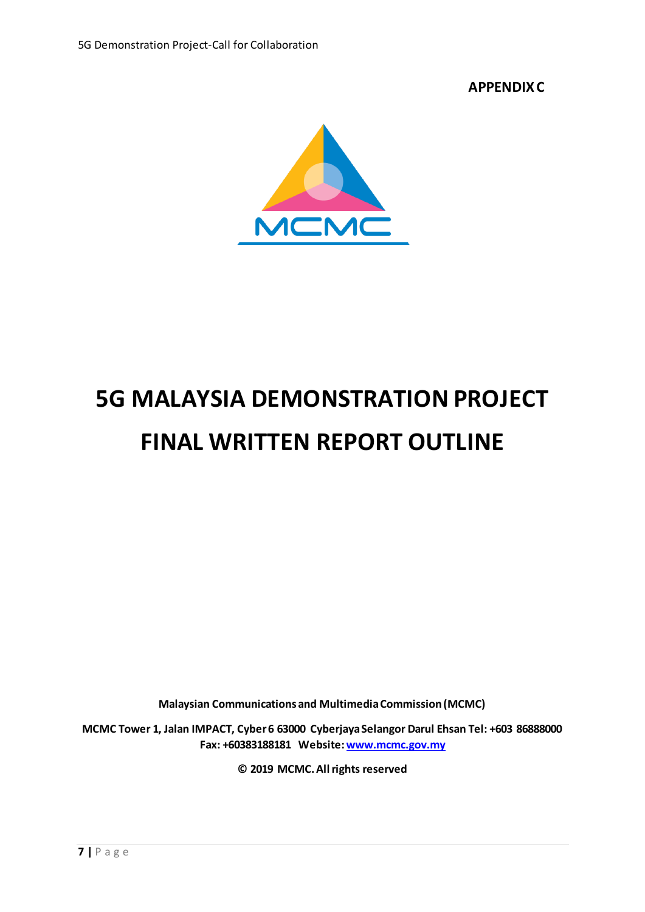**APPENDIX C**

# 5G MALAYSIA DEMONSTRATION PROJECT

# FINAL WRITTEN REPORT OUTLINE

**Malaysian Communications and Multimedia Commission (MCMC)**

**MCMC Tower 1, Jalan IMPACT, Cyber 6 63000 Cyberjaya Selangor Darul Ehsan Tel: +603 86888000 Fax: +60383188181 Website: [www.mcmc.gov.my](http://www.mcmc.gov.my)**

**© 2019 MCMC. All rights reserved**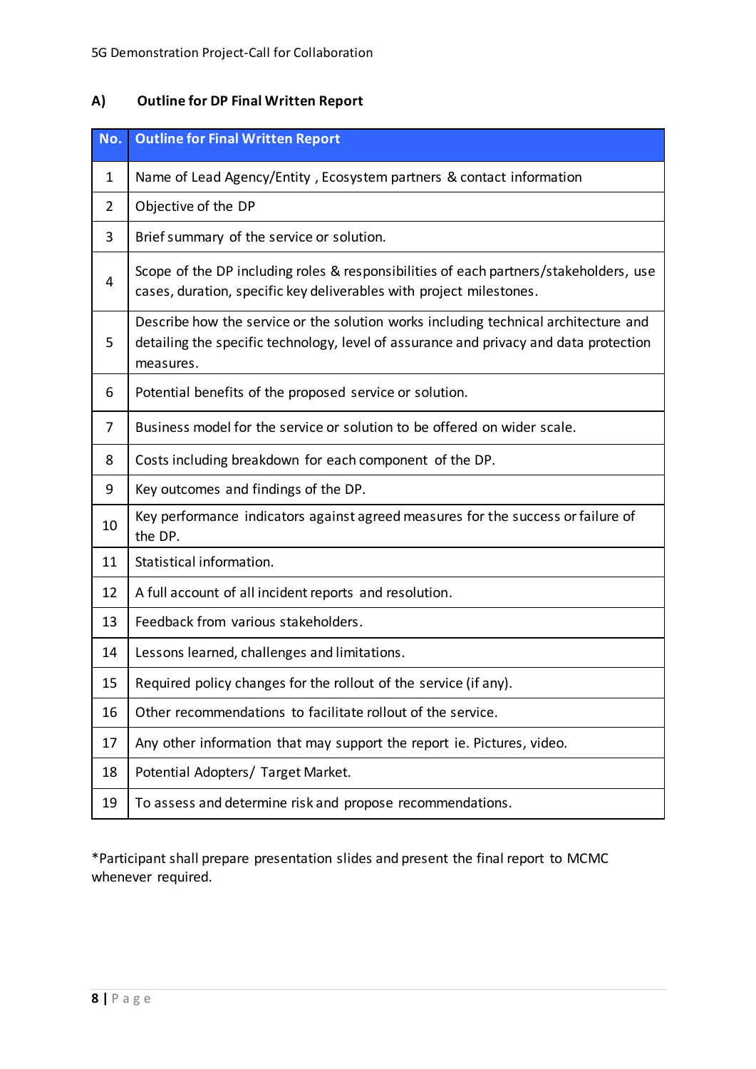## A) Outline for DP Final Written Report

| No. | Outline for Final Written Report |
|---|---|
| 1 | Name of Lead Agency/Entity , Ecosystem partners & contact information |
| 2 | Objective of the DP |
| 3 | Brief summary of the service or solution. |
| 4 | Scope of the DP including roles & responsibilities of each partners/stakeholders, use cases, duration, specific key deliverables with project milestones. |
| 5 | Describe how the service or the solution works including technical architecture and detailing the specific technology, level of assurance and privacy and data protection measures. |
| 6 | Potential benefits of the proposed service or solution. |
| 7 | Business model for the service or solution to be offered on wider scale. |
| 8 | Costs including breakdown for each component of the DP. |
| 9 | Key outcomes and findings of the DP. |
| 10 | Key performance indicators against agreed measures for the success or failure of the DP. |
| 11 | Statistical information. |
| 12 | A full account of all incident reports and resolution. |
| 13 | Feedback from various stakeholders. |
| 14 | Lessons learned, challenges and limitations. |
| 15 | Required policy changes for the rollout of the service (if any). |
| 16 | Other recommendations to facilitate rollout of the service. |
| 17 | Any other information that may support the report ie. Pictures, video. |
| 18 | Potential Adopters/ Target Market. |
| 19 | To assess and determine risk and propose recommendations. |

*Participant shall prepare presentation slides and present the final report to MCMC whenever required.